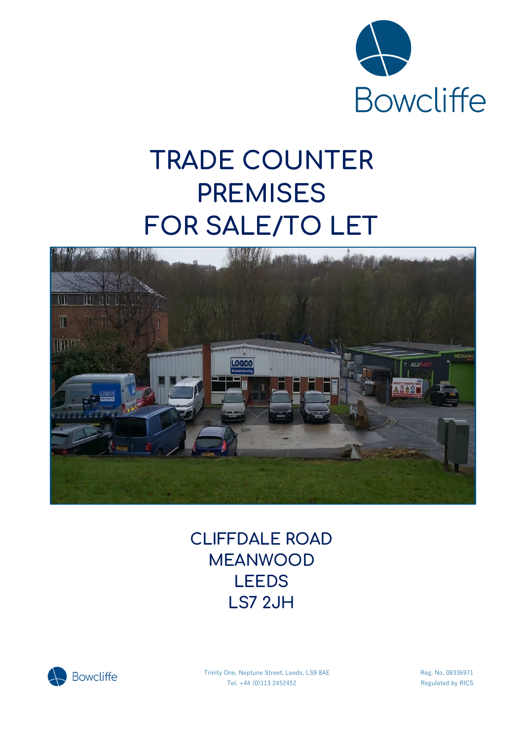Bowcliffe

# TRADE COUNTER PREMISES FOR SALE/TO LET

## CLIFFDALE ROAD
## MEANWOOD
## LEEDS
## LS7 2JH

Trinity One, Neptune Street, Leeds, LS9 8AE
Tel. +44 (0)113 2452452

Reg. No. 08336971
Regulated by RICS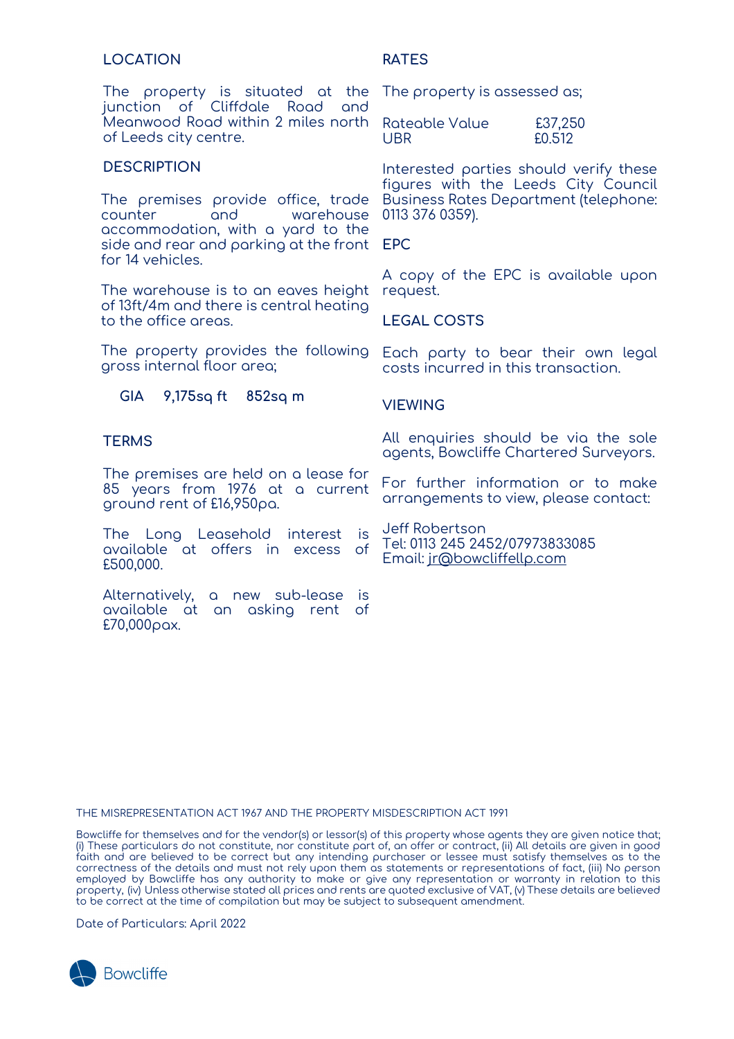## LOCATION

The property is situated at the junction of Cliffdale Road and Meanwood Road within 2 miles north of Leeds city centre.

## DESCRIPTION

The premises provide office, trade counter and warehouse accommodation, with a yard to the side and rear and parking at the front for 14 vehicles.

The warehouse is to an eaves height of 13ft/4m and there is central heating to the office areas.

The property provides the following gross internal floor area;

| GIA | 9,175sq ft | 852sq m |
|---|---|---|

## TERMS

The premises are held on a lease for 85 years from 1976 at a current ground rent of £16,950pa.

The Long Leasehold interest is available at offers in excess of £500,000.

Alternatively, a new sub-lease is available at an asking rent of £70,000pax.

## RATES

The property is assessed as;

| Rateable Value | £37,250 |
|---|---|
| UBR | £0.512 |

Interested parties should verify these figures with the Leeds City Council Business Rates Department (telephone: 0113 376 0359).

## EPC

A copy of the EPC is available upon request.

## LEGAL COSTS

Each party to bear their own legal costs incurred in this transaction.

## VIEWING

All enquiries should be via the sole agents, Bowcliffe Chartered Surveyors.

For further information or to make arrangements to view, please contact:

Jeff Robertson
Tel: 0113 245 2452/07973833085
Email: jr@bowcliffellp.com

THE MISREPRESENTATION ACT 1967 AND THE PROPERTY MISDESCRIPTION ACT 1991

Bowcliffe for themselves and for the vendor(s) or lessor(s) of this property whose agents they are given notice that; (i) These particulars do not constitute, nor constitute part of, an offer or contract, (ii) All details are given in good faith and are believed to be correct but any intending purchaser or lessee must satisfy themselves as to the correctness of the details and must not rely upon them as statements or representations of fact, (iii) No person employed by Bowcliffe has any authority to make or give any representation or warranty in relation to this property, (iv) Unless otherwise stated all prices and rents are quoted exclusive of VAT, (v) These details are believed to be correct at the time of compilation but may be subject to subsequent amendment.

Date of Particulars: April 2022

Bowcliffe